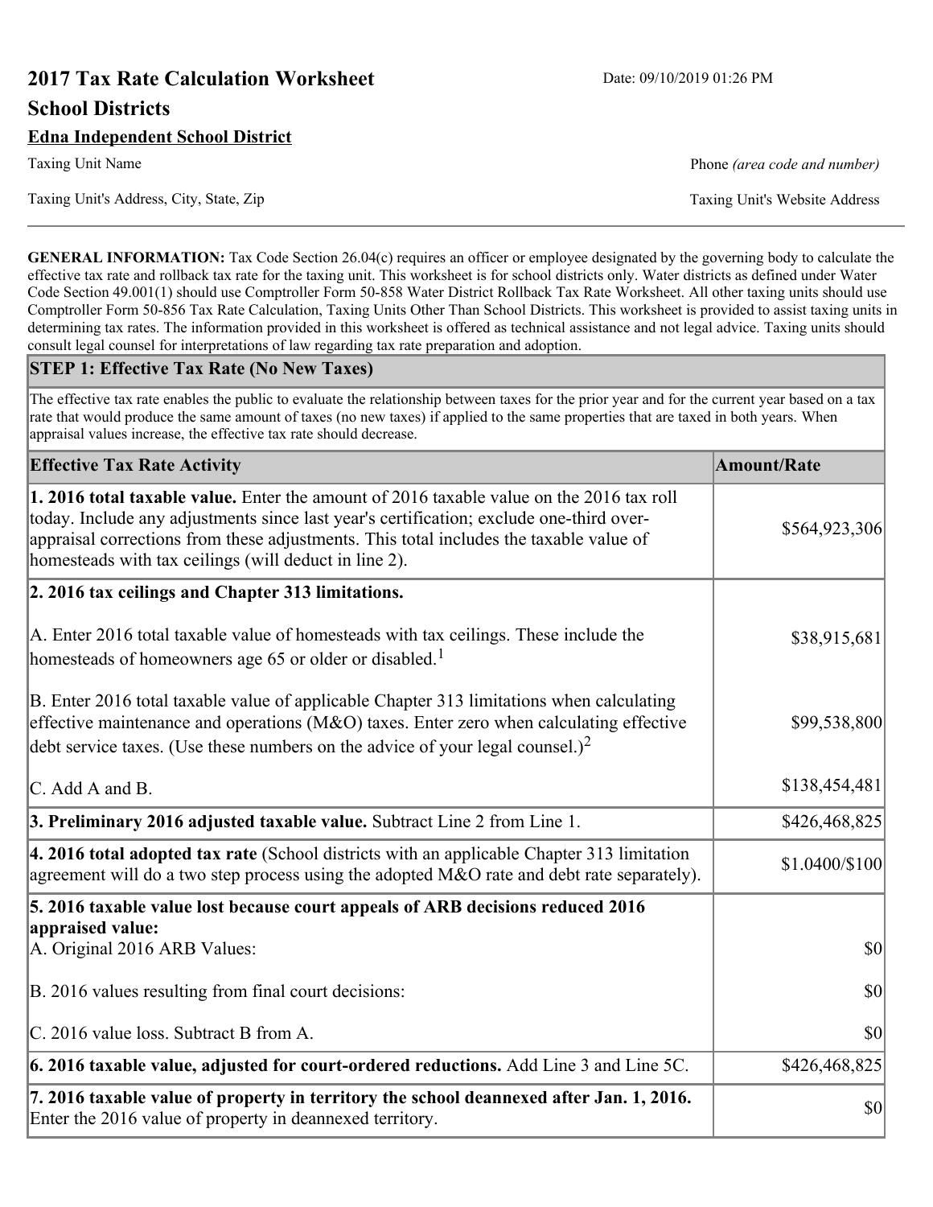# 2017 Tax Rate Calculation Worksheet

Date: 09/10/2019 01:26 PM

## School Districts

**Edna Independent School District**

Taxing Unit Name

Phone *(area code and number)*

Taxing Unit's Address, City, State, Zip

Taxing Unit's Website Address

**GENERAL INFORMATION:** Tax Code Section 26.04(c) requires an officer or employee designated by the governing body to calculate the effective tax rate and rollback tax rate for the taxing unit. This worksheet is for school districts only. Water districts as defined under Water Code Section 49.001(1) should use Comptroller Form 50-858 Water District Rollback Tax Rate Worksheet. All other taxing units should use Comptroller Form 50-856 Tax Rate Calculation, Taxing Units Other Than School Districts. This worksheet is provided to assist taxing units in determining tax rates. The information provided in this worksheet is offered as technical assistance and not legal advice. Taxing units should consult legal counsel for interpretations of law regarding tax rate preparation and adoption.

**STEP 1: Effective Tax Rate (No New Taxes)**

The effective tax rate enables the public to evaluate the relationship between taxes for the prior year and for the current year based on a tax rate that would produce the same amount of taxes (no new taxes) if applied to the same properties that are taxed in both years. When appraisal values increase, the effective tax rate should decrease.

| Effective Tax Rate Activity | Amount/Rate |
|---|---|
| **1. 2016 total taxable value.** Enter the amount of 2016 taxable value on the 2016 tax roll today. Include any adjustments since last year's certification; exclude one-third over-appraisal corrections from these adjustments. This total includes the taxable value of homesteads with tax ceilings (will deduct in line 2). | $564,923,306 |
| **2. 2016 tax ceilings and Chapter 313 limitations.** | |
| A. Enter 2016 total taxable value of homesteads with tax ceilings. These include the homesteads of homeowners age 65 or older or disabled.[1] | $38,915,681 |
| B. Enter 2016 total taxable value of applicable Chapter 313 limitations when calculating effective maintenance and operations (M&O) taxes. Enter zero when calculating effective debt service taxes. (Use these numbers on the advice of your legal counsel.)[2] | $99,538,800 |
| C. Add A and B. | $138,454,481 |
| **3. Preliminary 2016 adjusted taxable value.** Subtract Line 2 from Line 1. | $426,468,825 |
| **4. 2016 total adopted tax rate** (School districts with an applicable Chapter 313 limitation agreement will do a two step process using the adopted M&O rate and debt rate separately). | $1.0400/$100 |
| **5. 2016 taxable value lost because court appeals of ARB decisions reduced 2016 appraised value:** | |
| A. Original 2016 ARB Values: | $0 |
| B. 2016 values resulting from final court decisions: | $0 |
| C. 2016 value loss. Subtract B from A. | $0 |
| **6. 2016 taxable value, adjusted for court-ordered reductions.** Add Line 3 and Line 5C. | $426,468,825 |
| **7. 2016 taxable value of property in territory the school deannexed after Jan. 1, 2016.** Enter the 2016 value of property in deannexed territory. | $0 |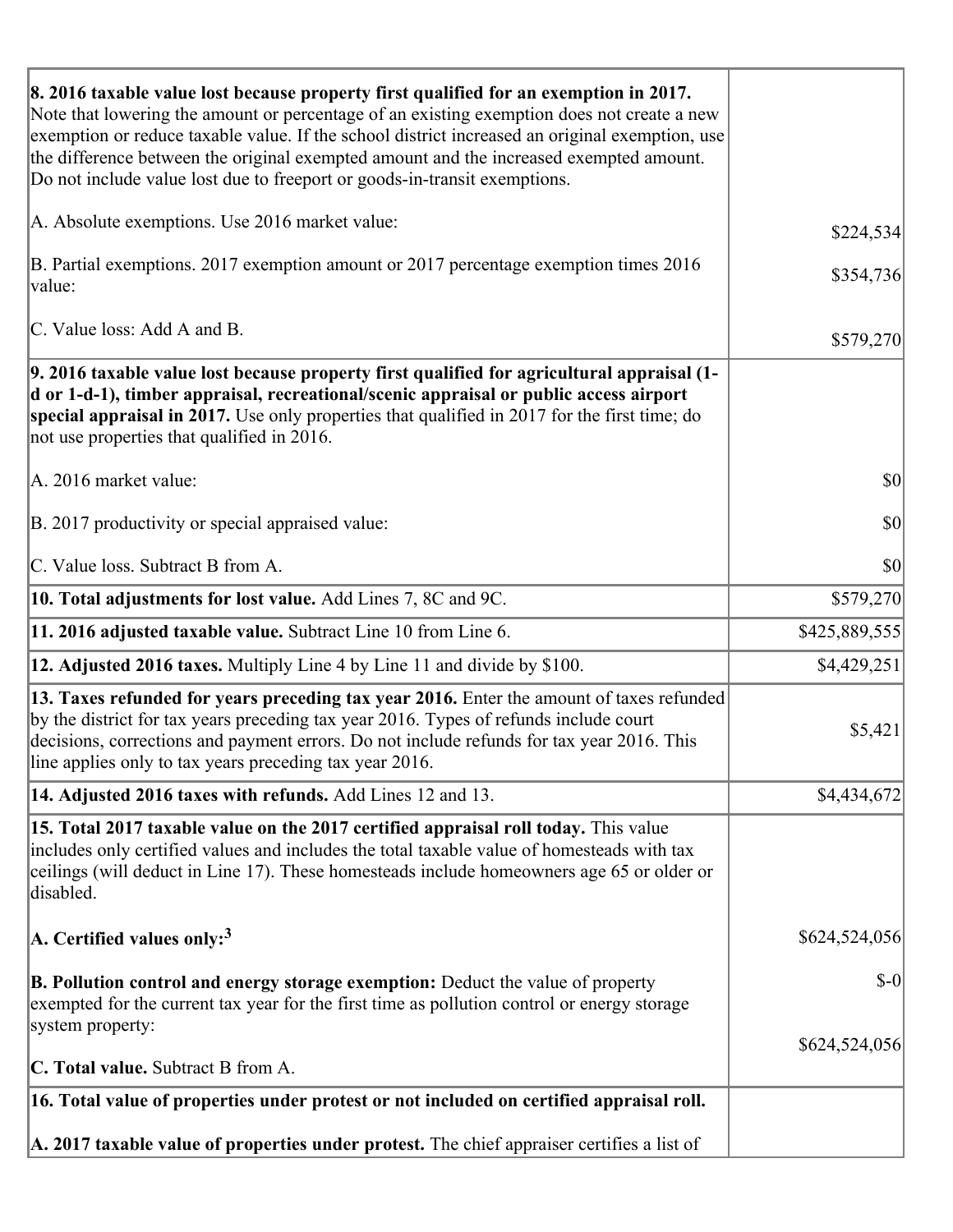| | |
|---|---|
| **8. 2016 taxable value lost because property first qualified for an exemption in 2017.** Note that lowering the amount or percentage of an existing exemption does not create a new exemption or reduce taxable value. If the school district increased an original exemption, use the difference between the original exempted amount and the increased exempted amount. Do not include value lost due to freeport or goods-in-transit exemptions.<br><br>A. Absolute exemptions. Use 2016 market value:<br><br>B. Partial exemptions. 2017 exemption amount or 2017 percentage exemption times 2016 value:<br><br>C. Value loss: Add A and B. | <br><br><br><br><br>$224,534<br><br>$354,736<br><br>$579,270 |
| **9. 2016 taxable value lost because property first qualified for agricultural appraisal (1-d or 1-d-1), timber appraisal, recreational/scenic appraisal or public access airport special appraisal in 2017.** Use only properties that qualified in 2017 for the first time; do not use properties that qualified in 2016.<br><br>A. 2016 market value:<br><br>B. 2017 productivity or special appraised value:<br><br>C. Value loss. Subtract B from A. | <br><br><br><br><br>$0<br><br>$0<br><br>$0 |
| **10. Total adjustments for lost value.** Add Lines 7, 8C and 9C. | $579,270 |
| **11. 2016 adjusted taxable value.** Subtract Line 10 from Line 6. | $425,889,555 |
| **12. Adjusted 2016 taxes.** Multiply Line 4 by Line 11 and divide by $100. | $4,429,251 |
| **13. Taxes refunded for years preceding tax year 2016.** Enter the amount of taxes refunded by the district for tax years preceding tax year 2016. Types of refunds include court decisions, corrections and payment errors. Do not include refunds for tax year 2016. This line applies only to tax years preceding tax year 2016. | $5,421 |
| **14. Adjusted 2016 taxes with refunds.** Add Lines 12 and 13. | $4,434,672 |
| **15. Total 2017 taxable value on the 2017 certified appraisal roll today.** This value includes only certified values and includes the total taxable value of homesteads with tax ceilings (will deduct in Line 17). These homesteads include homeowners age 65 or older or disabled.<br><br>**A. Certified values only:**[3]<br><br>**B. Pollution control and energy storage exemption:** Deduct the value of property exempted for the current tax year for the first time as pollution control or energy storage system property:<br><br>**C. Total value.** Subtract B from A. | <br><br><br><br><br>$624,524,056<br><br>$-0<br><br>$624,524,056 |
| **16. Total value of properties under protest or not included on certified appraisal roll.**<br><br>**A. 2017 taxable value of properties under protest.** The chief appraiser certifies a list of | |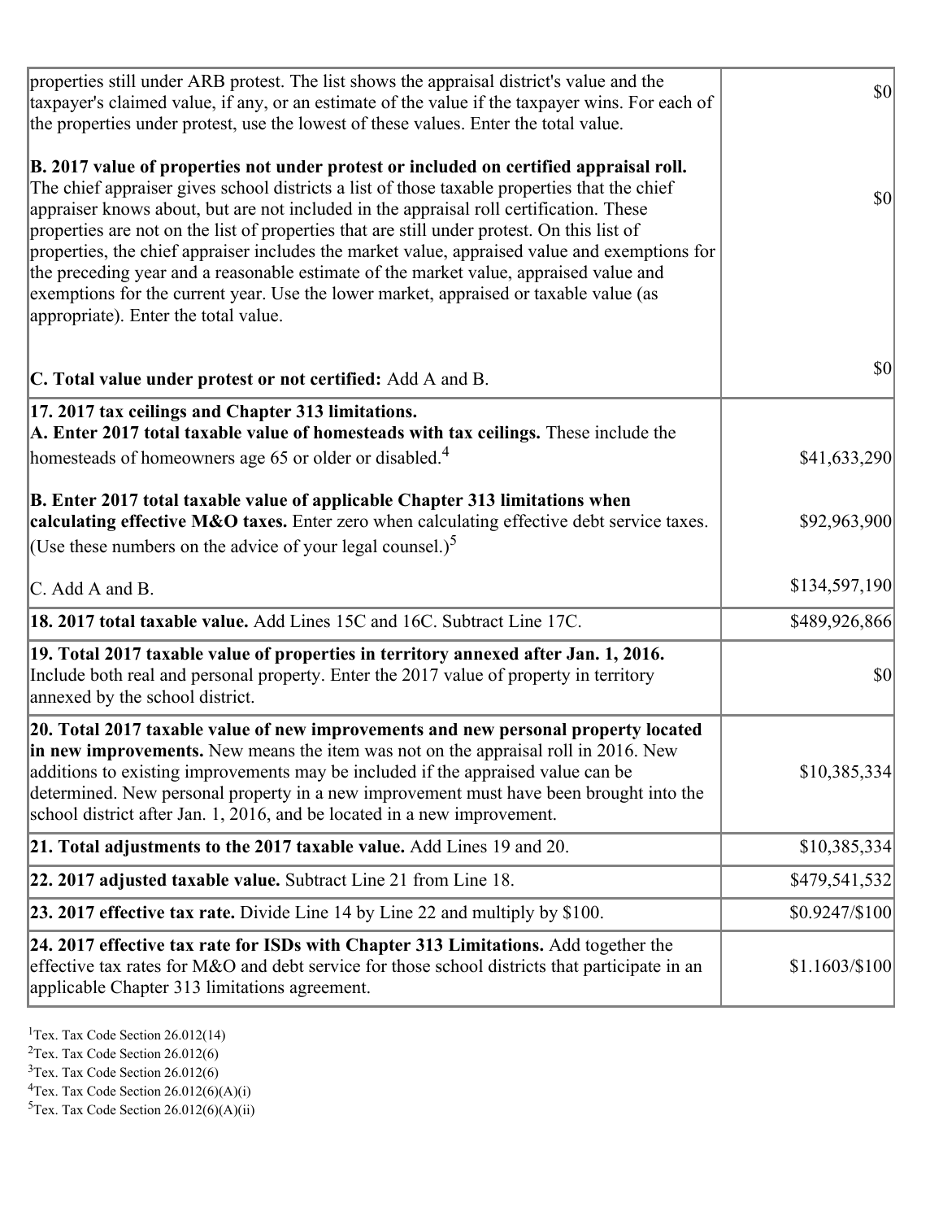| | |
|---|---|
| properties still under ARB protest. The list shows the appraisal district's value and the taxpayer's claimed value, if any, or an estimate of the value if the taxpayer wins. For each of the properties under protest, use the lowest of these values. Enter the total value.<br><br>**B. 2017 value of properties not under protest or included on certified appraisal roll.** The chief appraiser gives school districts a list of those taxable properties that the chief appraiser knows about, but are not included in the appraisal roll certification. These properties are not on the list of properties that are still under protest. On this list of properties, the chief appraiser includes the market value, appraised value and exemptions for the preceding year and a reasonable estimate of the market value, appraised value and exemptions for the current year. Use the lower market, appraised or taxable value (as appropriate). Enter the total value.<br><br>**C. Total value under protest or not certified:** Add A and B. | $0<br><br>$0<br><br>$0 |
| **17. 2017 tax ceilings and Chapter 313 limitations.**<br>**A. Enter 2017 total taxable value of homesteads with tax ceilings.** These include the homesteads of homeowners age 65 or older or disabled.[4]<br><br>**B. Enter 2017 total taxable value of applicable Chapter 313 limitations when calculating effective M&O taxes.** Enter zero when calculating effective debt service taxes. (Use these numbers on the advice of your legal counsel.)[5]<br><br>C. Add A and B. | $41,633,290<br><br>$92,963,900<br><br>$134,597,190 |
| **18. 2017 total taxable value.** Add Lines 15C and 16C. Subtract Line 17C. | $489,926,866 |
| **19. Total 2017 taxable value of properties in territory annexed after Jan. 1, 2016.** Include both real and personal property. Enter the 2017 value of property in territory annexed by the school district. | $0 |
| **20. Total 2017 taxable value of new improvements and new personal property located in new improvements.** New means the item was not on the appraisal roll in 2016. New additions to existing improvements may be included if the appraised value can be determined. New personal property in a new improvement must have been brought into the school district after Jan. 1, 2016, and be located in a new improvement. | $10,385,334 |
| **21. Total adjustments to the 2017 taxable value.** Add Lines 19 and 20. | $10,385,334 |
| **22. 2017 adjusted taxable value.** Subtract Line 21 from Line 18. | $479,541,532 |
| **23. 2017 effective tax rate.** Divide Line 14 by Line 22 and multiply by $100. | $0.9247/$100 |
| **24. 2017 effective tax rate for ISDs with Chapter 313 Limitations.** Add together the effective tax rates for M&O and debt service for those school districts that participate in an applicable Chapter 313 limitations agreement. | $1.1603/$100 |

[1]Tex. Tax Code Section 26.012(14)
[2]Tex. Tax Code Section 26.012(6)
[3]Tex. Tax Code Section 26.012(6)
[4]Tex. Tax Code Section 26.012(6)(A)(i)
[5]Tex. Tax Code Section 26.012(6)(A)(ii)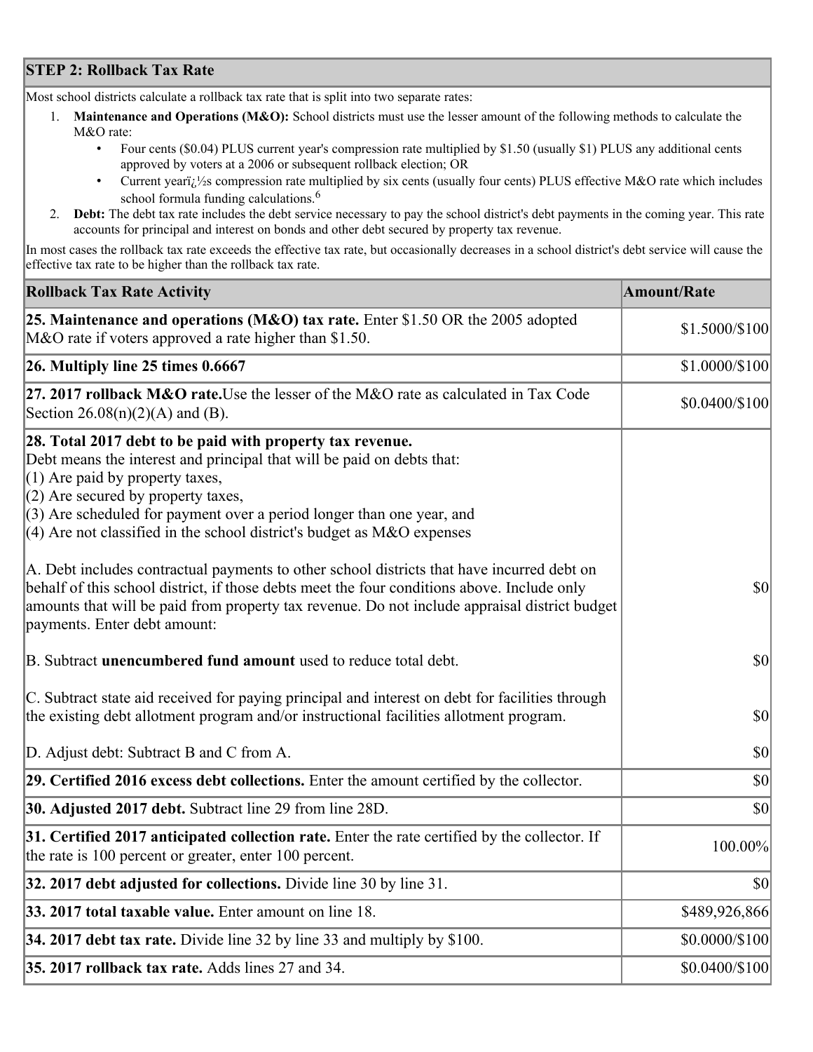## STEP 2: Rollback Tax Rate

Most school districts calculate a rollback tax rate that is split into two separate rates:

1. **Maintenance and Operations (M&O):** School districts must use the lesser amount of the following methods to calculate the M&O rate:
   - Four cents ($0.04) PLUS current year's compression rate multiplied by $1.50 (usually $1) PLUS any additional cents approved by voters at a 2006 or subsequent rollback election; OR
   - Current yearï¿½s compression rate multiplied by six cents (usually four cents) PLUS effective M&O rate which includes school formula funding calculations.[6]
2. **Debt:** The debt tax rate includes the debt service necessary to pay the school district's debt payments in the coming year. This rate accounts for principal and interest on bonds and other debt secured by property tax revenue.

In most cases the rollback tax rate exceeds the effective tax rate, but occasionally decreases in a school district's debt service will cause the effective tax rate to be higher than the rollback tax rate.

| Rollback Tax Rate Activity | Amount/Rate |
|---|---|
| **25. Maintenance and operations (M&O) tax rate.** Enter $1.50 OR the 2005 adopted M&O rate if voters approved a rate higher than $1.50. | $1.5000/$100 |
| **26. Multiply line 25 times 0.6667** | $1.0000/$100 |
| **27. 2017 rollback M&O rate.** Use the lesser of the M&O rate as calculated in Tax Code Section 26.08(n)(2)(A) and (B). | $0.0400/$100 |
| **28. Total 2017 debt to be paid with property tax revenue.** Debt means the interest and principal that will be paid on debts that: (1) Are paid by property taxes, (2) Are secured by property taxes, (3) Are scheduled for payment over a period longer than one year, and (4) Are not classified in the school district's budget as M&O expenses | |
| A. Debt includes contractual payments to other school districts that have incurred debt on behalf of this school district, if those debts meet the four conditions above. Include only amounts that will be paid from property tax revenue. Do not include appraisal district budget payments. Enter debt amount: | $0 |
| B. Subtract **unencumbered fund amount** used to reduce total debt. | $0 |
| C. Subtract state aid received for paying principal and interest on debt for facilities through the existing debt allotment program and/or instructional facilities allotment program. | $0 |
| D. Adjust debt: Subtract B and C from A. | $0 |
| **29. Certified 2016 excess debt collections.** Enter the amount certified by the collector. | $0 |
| **30. Adjusted 2017 debt.** Subtract line 29 from line 28D. | $0 |
| **31. Certified 2017 anticipated collection rate.** Enter the rate certified by the collector. If the rate is 100 percent or greater, enter 100 percent. | 100.00% |
| **32. 2017 debt adjusted for collections.** Divide line 30 by line 31. | $0 |
| **33. 2017 total taxable value.** Enter amount on line 18. | $489,926,866 |
| **34. 2017 debt tax rate.** Divide line 32 by line 33 and multiply by $100. | $0.0000/$100 |
| **35. 2017 rollback tax rate.** Adds lines 27 and 34. | $0.0400/$100 |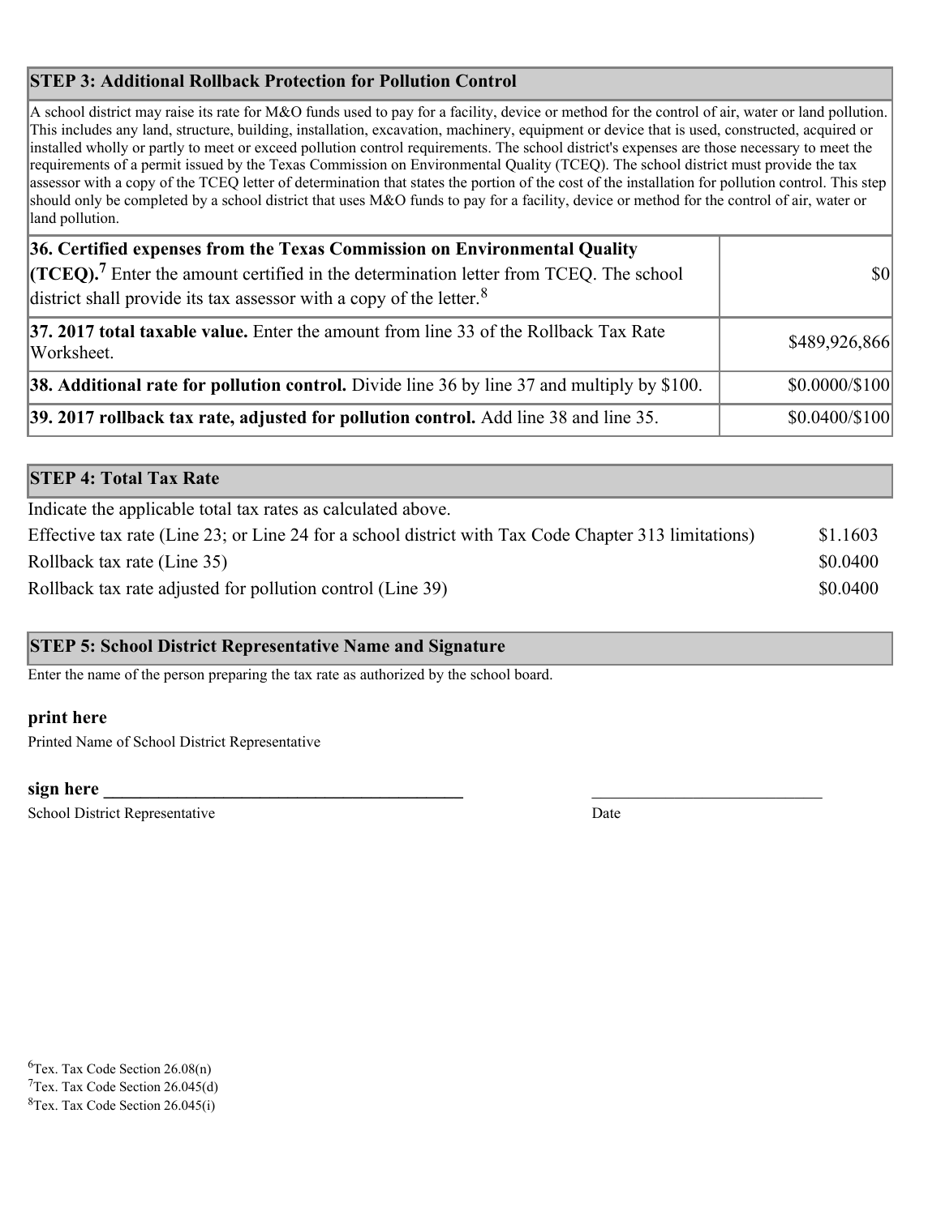## STEP 3: Additional Rollback Protection for Pollution Control

A school district may raise its rate for M&O funds used to pay for a facility, device or method for the control of air, water or land pollution. This includes any land, structure, building, installation, excavation, machinery, equipment or device that is used, constructed, acquired or installed wholly or partly to meet or exceed pollution control requirements. The school district's expenses are those necessary to meet the requirements of a permit issued by the Texas Commission on Environmental Quality (TCEQ). The school district must provide the tax assessor with a copy of the TCEQ letter of determination that states the portion of the cost of the installation for pollution control. This step should only be completed by a school district that uses M&O funds to pay for a facility, device or method for the control of air, water or land pollution.

| | |
|---|---|
| **36. Certified expenses from the Texas Commission on Environmental Quality (TCEQ).**[7] Enter the amount certified in the determination letter from TCEQ. The school district shall provide its tax assessor with a copy of the letter.[8] | $0 |
| **37. 2017 total taxable value.** Enter the amount from line 33 of the Rollback Tax Rate Worksheet. | $489,926,866 |
| **38. Additional rate for pollution control.** Divide line 36 by line 37 and multiply by $100. | $0.0000/$100 |
| **39. 2017 rollback tax rate, adjusted for pollution control.** Add line 38 and line 35. | $0.0400/$100 |

## STEP 4: Total Tax Rate

Indicate the applicable total tax rates as calculated above.

| | |
|---|---|
| Effective tax rate (Line 23; or Line 24 for a school district with Tax Code Chapter 313 limitations) | $1.1603 |
| Rollback tax rate (Line 35) | $0.0400 |
| Rollback tax rate adjusted for pollution control (Line 39) | $0.0400 |

## STEP 5: School District Representative Name and Signature

Enter the name of the person preparing the tax rate as authorized by the school board.

**print here**

Printed Name of School District Representative

**sign here** ________________________________________ ____________________________

School District Representative Date

[6] Tex. Tax Code Section 26.08(n)
[7] Tex. Tax Code Section 26.045(d)
[8] Tex. Tax Code Section 26.045(i)